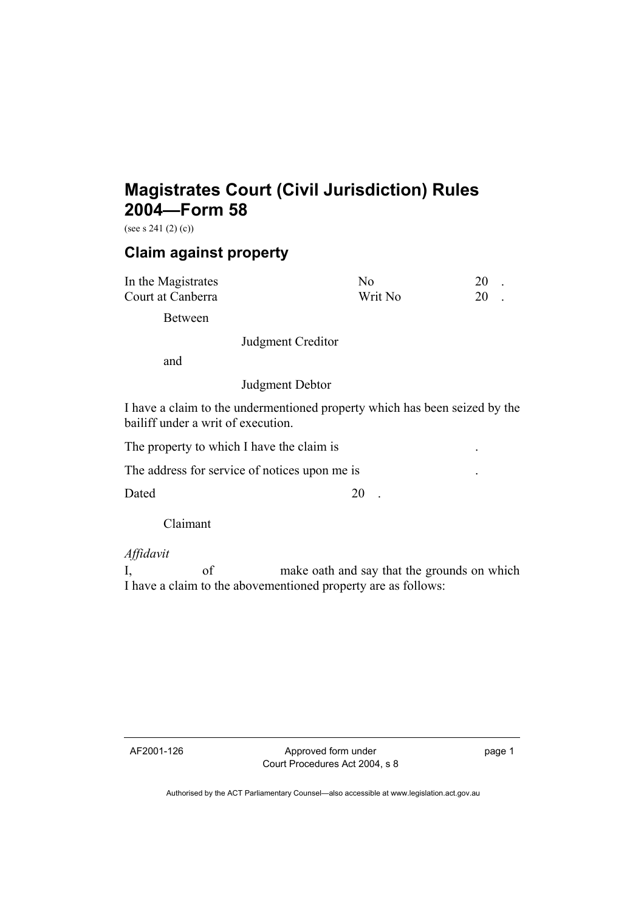# Magistrates Court (Civil Jurisdiction) Rules 2004—Form 58

(see s 241 (2) (c))

## Claim against property

| In the Magistrates Court at Canberra | No | 20 . |
|---|---|---|
| | Writ No | 20 . |

Between

Judgment Creditor

and

Judgment Debtor

I have a claim to the undermentioned property which has been seized by the bailiff under a writ of execution.

The property to which I have the claim is .

The address for service of notices upon me is .

Dated 20 .

Claimant

*Affidavit*

I, of make oath and say that the grounds on which I have a claim to the abovementioned property are as follows:

AF2001-126 Approved form under Court Procedures Act 2004, s 8

Authorised by the ACT Parliamentary Counsel—also accessible at www.legislation.act.gov.au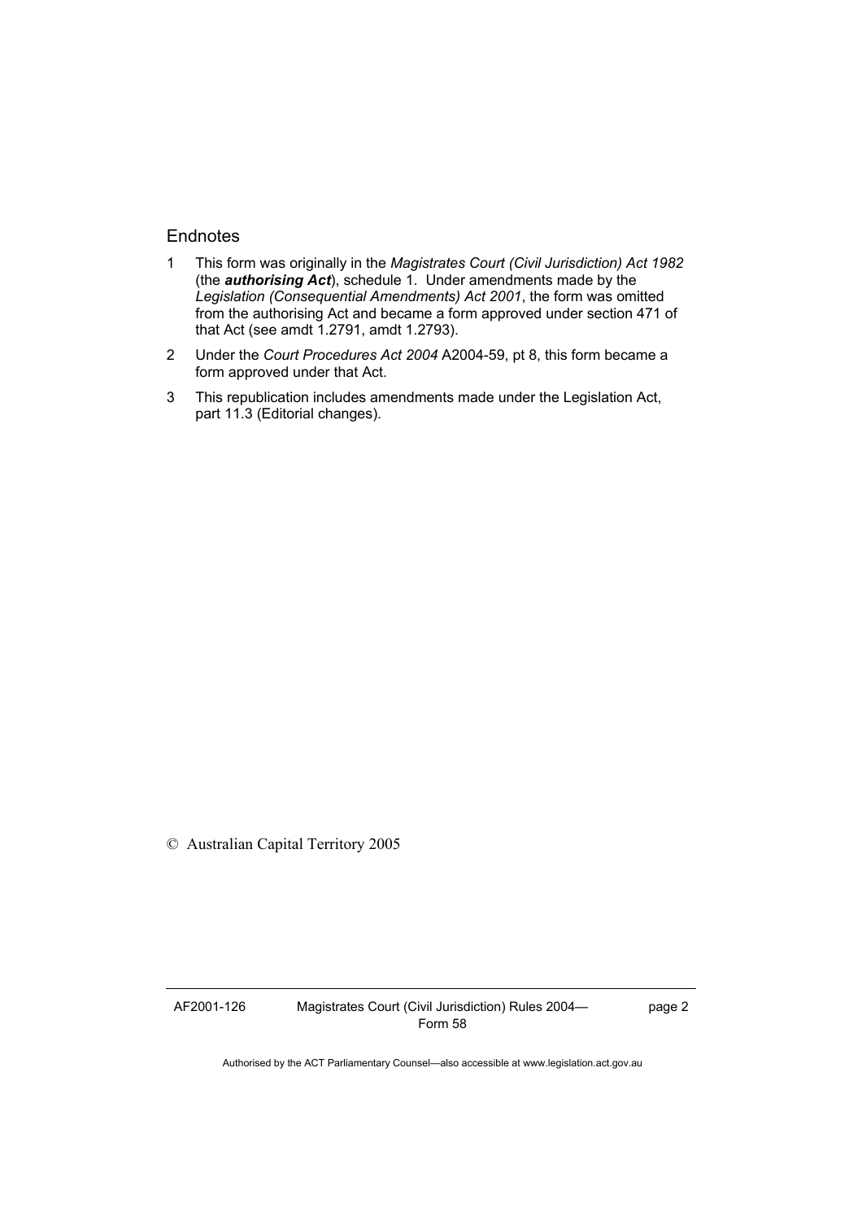## Endnotes

1 This form was originally in the *Magistrates Court (Civil Jurisdiction) Act 1982* (the ***authorising Act***), schedule 1. Under amendments made by the *Legislation (Consequential Amendments) Act 2001*, the form was omitted from the authorising Act and became a form approved under section 471 of that Act (see amdt 1.2791, amdt 1.2793).

2 Under the *Court Procedures Act 2004* A2004-59, pt 8, this form became a form approved under that Act.

3 This republication includes amendments made under the Legislation Act, part 11.3 (Editorial changes).

© Australian Capital Territory 2005